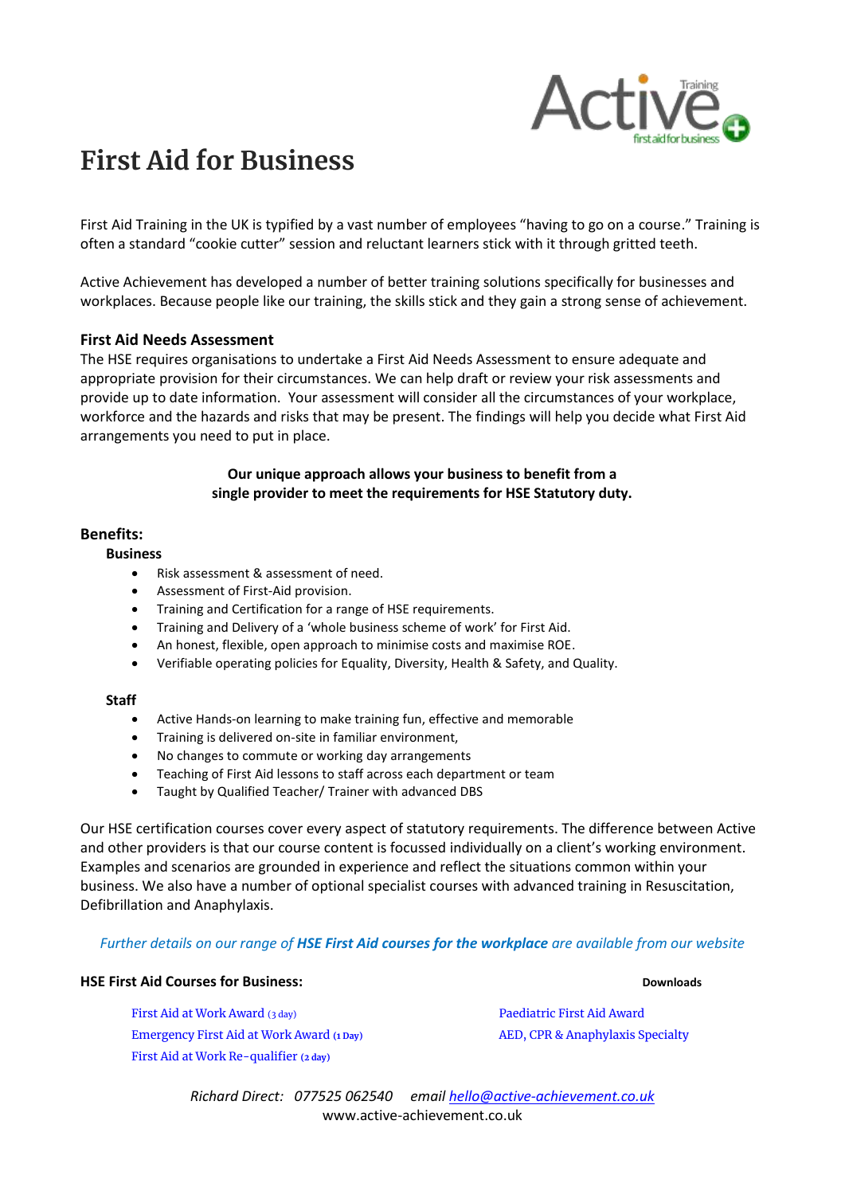# First Aid for Business

First Aid Training in the UK is typified by a vast number of employees "having to go on a course." Training is often a standard "cookie cutter" session and reluctant learners stick with it through gritted teeth.

Active Achievement has developed a number of better training solutions specifically for businesses and workplaces. Because people like our training, the skills stick and they gain a strong sense of achievement.

### First Aid Needs Assessment

The HSE requires organisations to undertake a First Aid Needs Assessment to ensure adequate and appropriate provision for their circumstances. We can help draft or review your risk assessments and provide up to date information. Your assessment will consider all the circumstances of your workplace, workforce and the hazards and risks that may be present. The findings will help you decide what First Aid arrangements you need to put in place.

**Our unique approach allows your business to benefit from a single provider to meet the requirements for HSE Statutory duty.**

### Benefits:

**Business**

- Risk assessment & assessment of need.
- Assessment of First-Aid provision.
- Training and Certification for a range of HSE requirements.
- Training and Delivery of a 'whole business scheme of work' for First Aid.
- An honest, flexible, open approach to minimise costs and maximise ROE.
- Verifiable operating policies for Equality, Diversity, Health & Safety, and Quality.

**Staff**

- Active Hands-on learning to make training fun, effective and memorable
- Training is delivered on-site in familiar environment,
- No changes to commute or working day arrangements
- Teaching of First Aid lessons to staff across each department or team
- Taught by Qualified Teacher/ Trainer with advanced DBS

Our HSE certification courses cover every aspect of statutory requirements. The difference between Active and other providers is that our course content is focussed individually on a client's working environment. Examples and scenarios are grounded in experience and reflect the situations common within your business. We also have a number of optional specialist courses with advanced training in Resuscitation, Defibrillation and Anaphylaxis.

*Further details on our range of **HSE First Aid courses for the workplace** are available from our website*

**HSE First Aid Courses for Business:**

First Aid at Work Award (3 day)
Emergency First Aid at Work Award **(1 Day)**
First Aid at Work Re-qualifier **(2 day)**

**Downloads**

Paediatric First Aid Award
AED, CPR & Anaphylaxis Specialty

*Richard Direct: 077525 062540 email hello@active-achievement.co.uk*
www.active-achievement.co.uk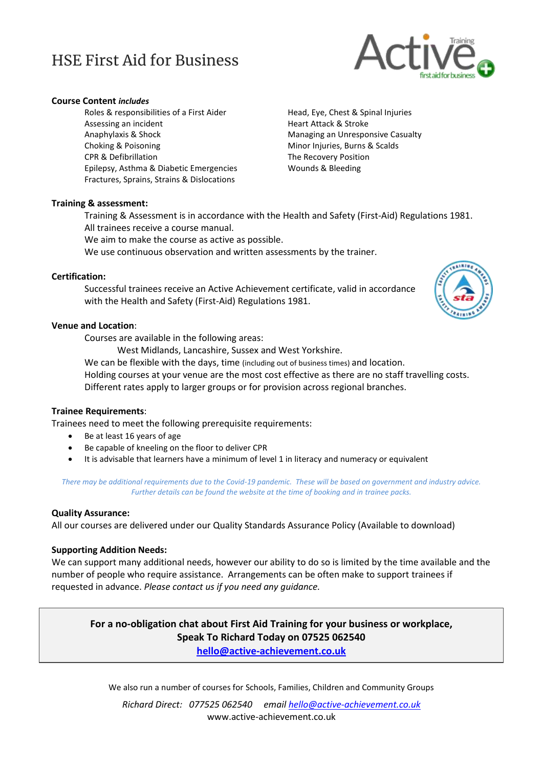# HSE First Aid for Business

**Course Content *includes***

- Roles & responsibilities of a First Aider
- Assessing an incident
- Anaphylaxis & Shock
- Choking & Poisoning
- CPR & Defibrillation
- Epilepsy, Asthma & Diabetic Emergencies
- Fractures, Sprains, Strains & Dislocations
- Head, Eye, Chest & Spinal Injuries
- Heart Attack & Stroke
- Managing an Unresponsive Casualty
- Minor Injuries, Burns & Scalds
- The Recovery Position
- Wounds & Bleeding

**Training & assessment:**

Training & Assessment is in accordance with the Health and Safety (First-Aid) Regulations 1981.
All trainees receive a course manual.
We aim to make the course as active as possible.
We use continuous observation and written assessments by the trainer.

**Certification:**

Successful trainees receive an Active Achievement certificate, valid in accordance with the Health and Safety (First-Aid) Regulations 1981.

**Venue and Location**:

Courses are available in the following areas:
West Midlands, Lancashire, Sussex and West Yorkshire.
We can be flexible with the days, time (including out of business times) and location.
Holding courses at your venue are the most cost effective as there are no staff travelling costs.
Different rates apply to larger groups or for provision across regional branches.

**Trainee Requirements**:

Trainees need to meet the following prerequisite requirements:

- Be at least 16 years of age
- Be capable of kneeling on the floor to deliver CPR
- It is advisable that learners have a minimum of level 1 in literacy and numeracy or equivalent

*There may be additional requirements due to the Covid-19 pandemic. These will be based on government and industry advice. Further details can be found the website at the time of booking and in trainee packs.*

**Quality Assurance:**

All our courses are delivered under our Quality Standards Assurance Policy (Available to download)

**Supporting Addition Needs:**

We can support many additional needs, however our ability to do so is limited by the time available and the number of people who require assistance. Arrangements can be often make to support trainees if requested in advance. *Please contact us if you need any guidance.*

**For a no-obligation chat about First Aid Training for your business or workplace,**
**Speak To Richard Today on 07525 062540**
**hello@active-achievement.co.uk**

We also run a number of courses for Schools, Families, Children and Community Groups

*Richard Direct: 077525 062540 email hello@active-achievement.co.uk*
www.active-achievement.co.uk